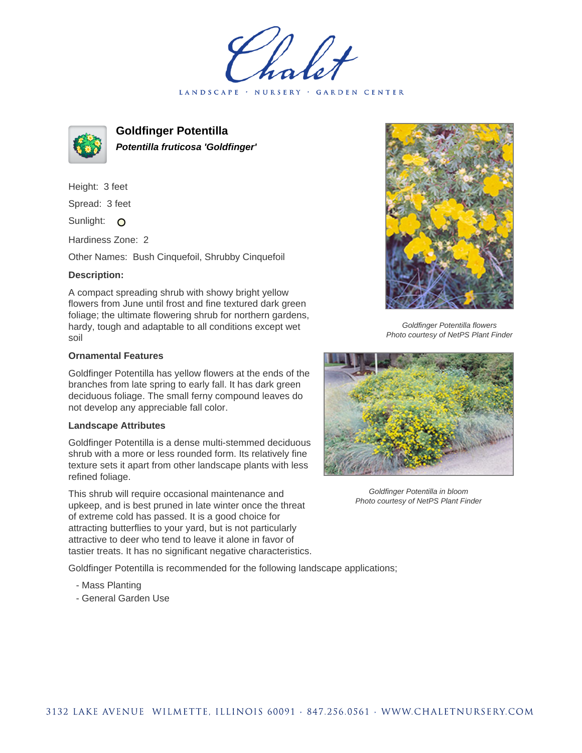Chalet

LANDSCAPE · NURSERY · GARDEN CENTER

# Goldfinger Potentilla

***Potentilla fruticosa 'Goldfinger'***

Height: 3 feet

Spread: 3 feet

Sunlight: O

Hardiness Zone: 2

Other Names: Bush Cinquefoil, Shrubby Cinquefoil

**Description:**

A compact spreading shrub with showy bright yellow flowers from June until frost and fine textured dark green foliage; the ultimate flowering shrub for northern gardens, hardy, tough and adaptable to all conditions except wet soil

*Goldfinger Potentilla flowers*
*Photo courtesy of NetPS Plant Finder*

### Ornamental Features

Goldfinger Potentilla has yellow flowers at the ends of the branches from late spring to early fall. It has dark green deciduous foliage. The small ferny compound leaves do not develop any appreciable fall color.

*Goldfinger Potentilla in bloom*
*Photo courtesy of NetPS Plant Finder*

### Landscape Attributes

Goldfinger Potentilla is a dense multi-stemmed deciduous shrub with a more or less rounded form. Its relatively fine texture sets it apart from other landscape plants with less refined foliage.

This shrub will require occasional maintenance and upkeep, and is best pruned in late winter once the threat of extreme cold has passed. It is a good choice for attracting butterflies to your yard, but is not particularly attractive to deer who tend to leave it alone in favor of tastier treats. It has no significant negative characteristics.

Goldfinger Potentilla is recommended for the following landscape applications;

- Mass Planting
- General Garden Use

3132 LAKE AVENUE WILMETTE, ILLINOIS 60091 · 847.256.0561 · WWW.CHALETNURSERY.COM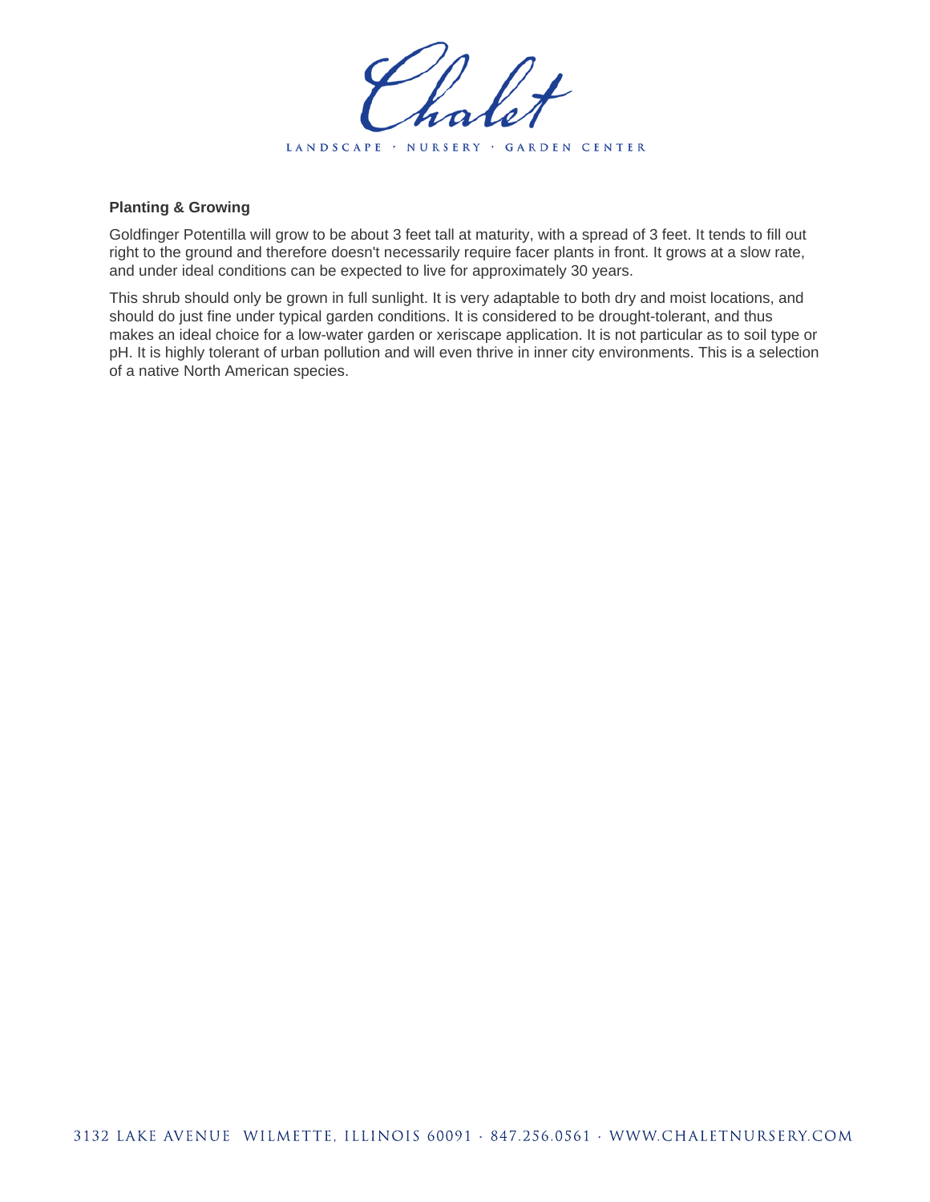## Planting & Growing

Goldfinger Potentilla will grow to be about 3 feet tall at maturity, with a spread of 3 feet. It tends to fill out right to the ground and therefore doesn't necessarily require facer plants in front. It grows at a slow rate, and under ideal conditions can be expected to live for approximately 30 years.

This shrub should only be grown in full sunlight. It is very adaptable to both dry and moist locations, and should do just fine under typical garden conditions. It is considered to be drought-tolerant, and thus makes an ideal choice for a low-water garden or xeriscape application. It is not particular as to soil type or pH. It is highly tolerant of urban pollution and will even thrive in inner city environments. This is a selection of a native North American species.